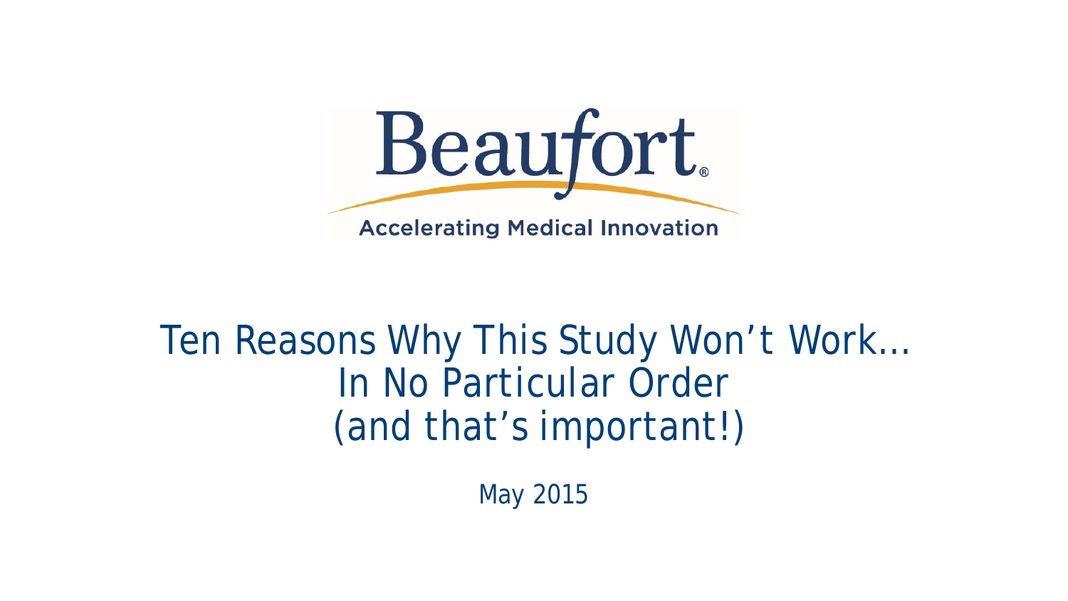Beaufort®

Accelerating Medical Innovation

# Ten Reasons Why This Study Won't Work… In No Particular Order (and that's important!)

May 2015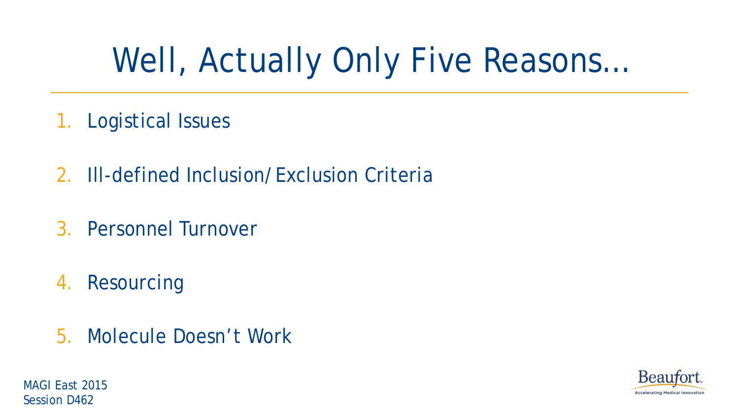# Well, Actually Only Five Reasons…

1. Logistical Issues
2. Ill-defined Inclusion/Exclusion Criteria
3. Personnel Turnover
4. Resourcing
5. Molecule Doesn't Work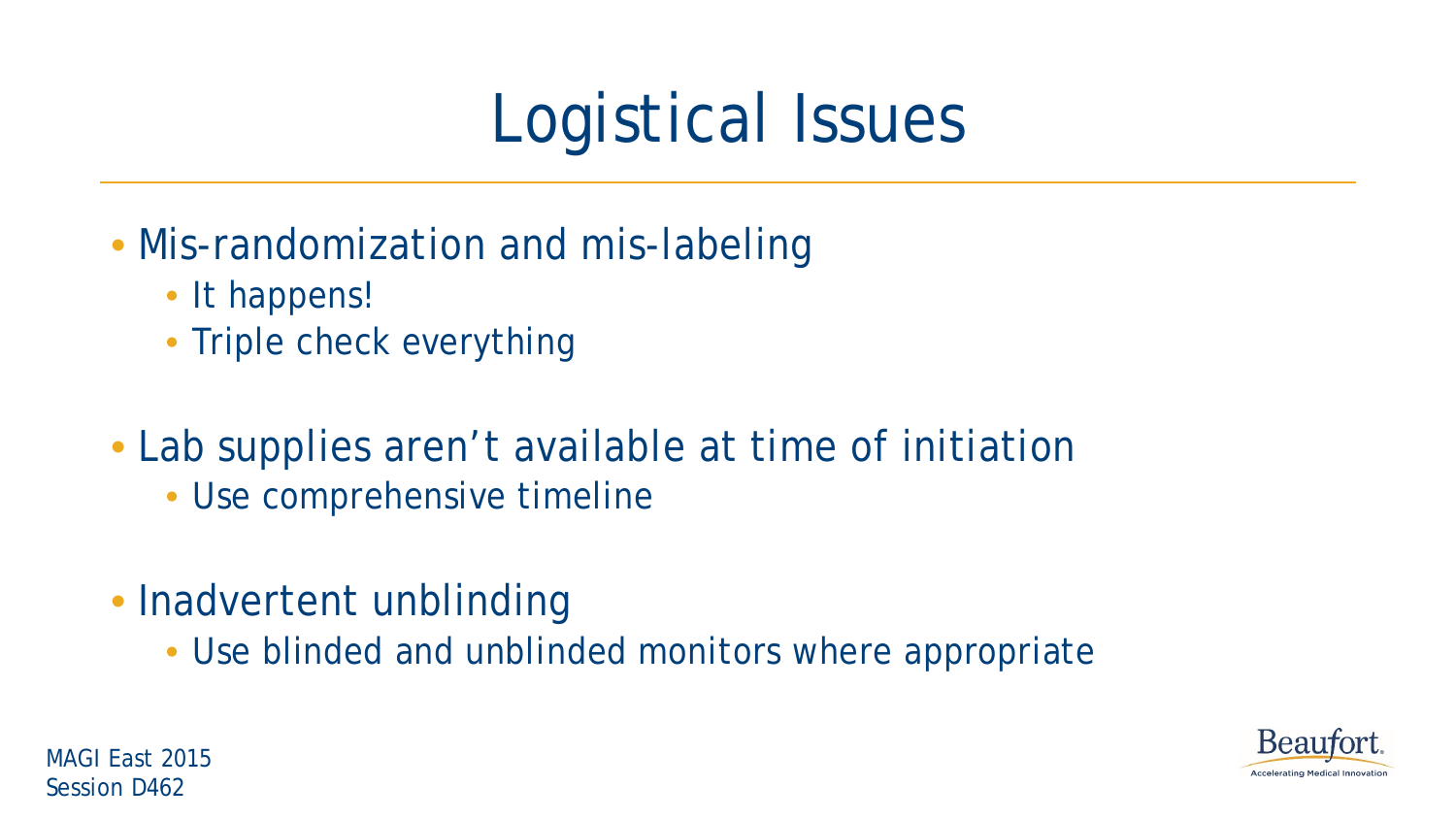# Logistical Issues

- Mis-randomization and mis-labeling
  - It happens!
  - Triple check everything
- Lab supplies aren't available at time of initiation
  - Use comprehensive timeline
- Inadvertent unblinding
  - Use blinded and unblinded monitors where appropriate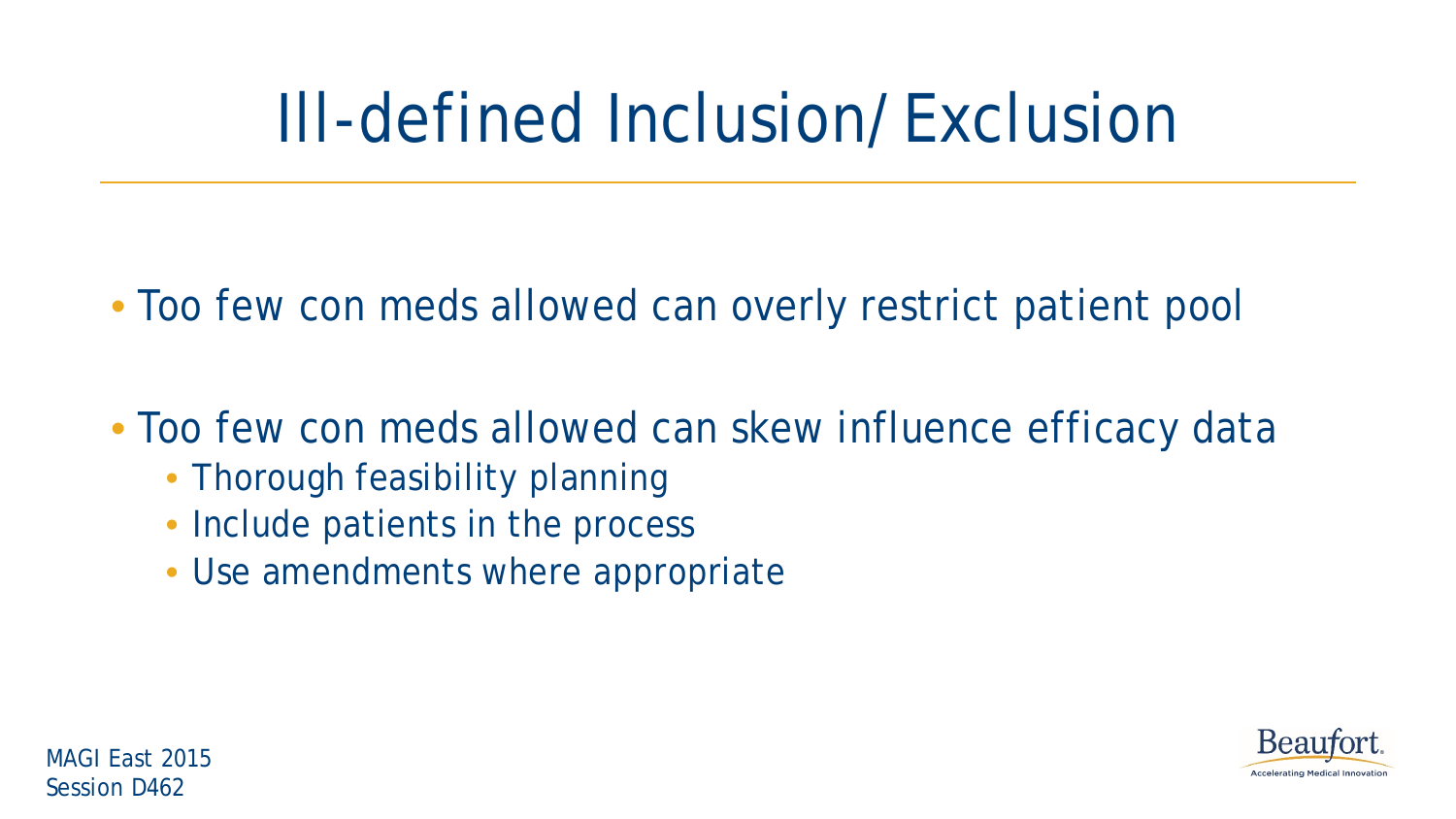# Ill-defined Inclusion/ Exclusion

- Too few con meds allowed can overly restrict patient pool
- Too few con meds allowed can skew influence efficacy data
  - Thorough feasibility planning
  - Include patients in the process
  - Use amendments where appropriate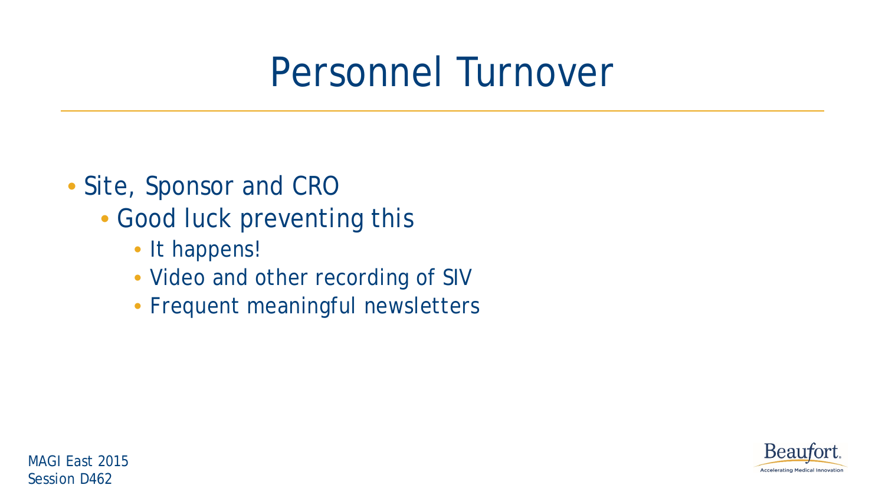# Personnel Turnover

- Site, Sponsor and CRO
  - Good luck preventing this
    - It happens!
    - Video and other recording of SIV
    - Frequent meaningful newsletters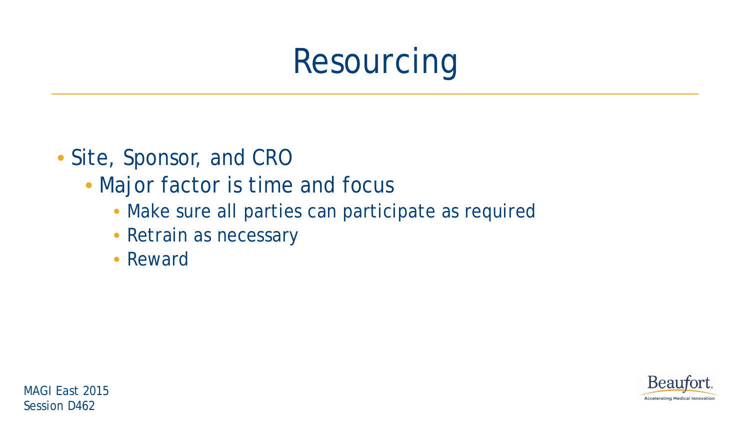# Resourcing

- Site, Sponsor, and CRO
  - Major factor is time and focus
    - Make sure all parties can participate as required
    - Retrain as necessary
    - Reward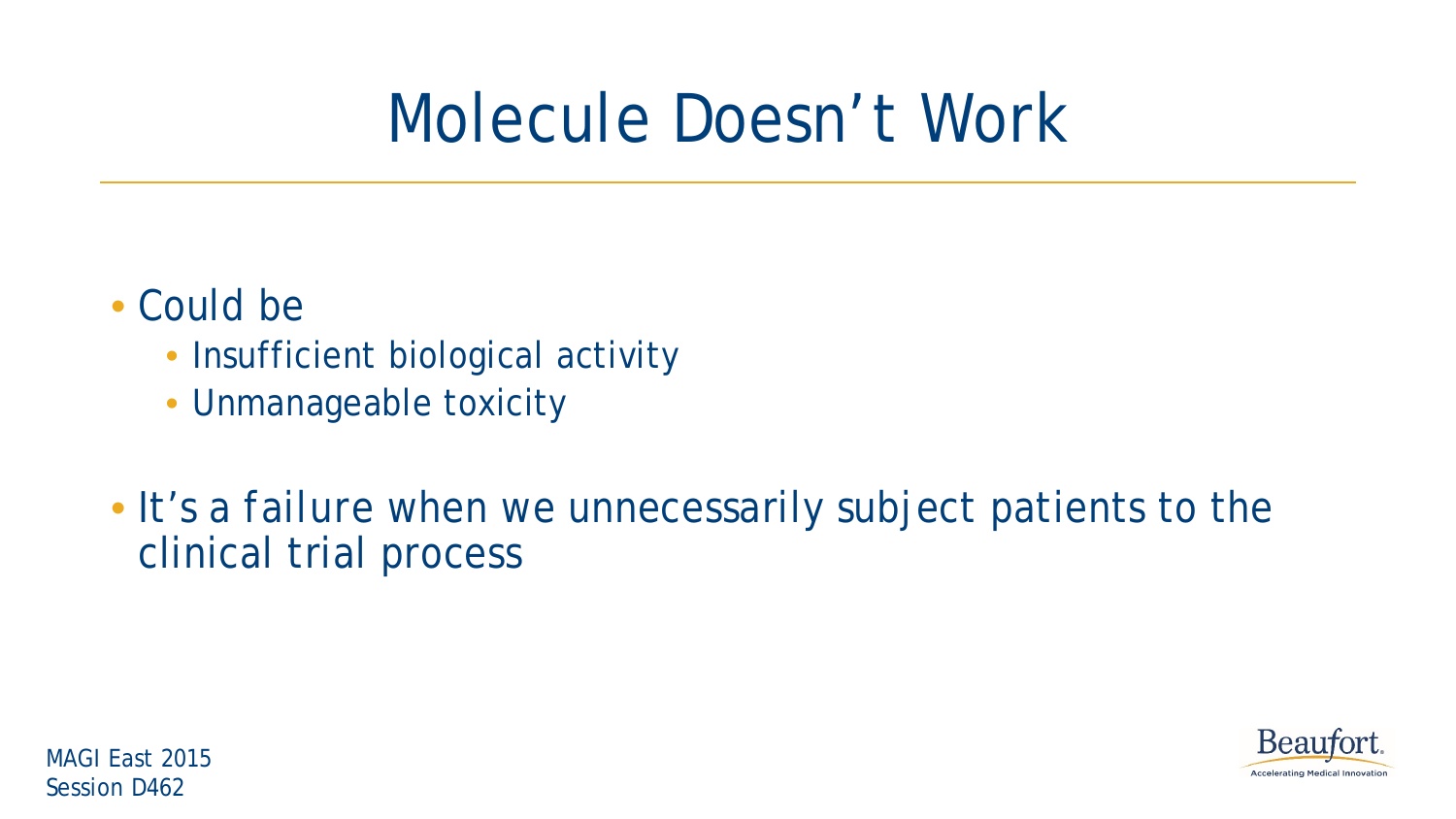# Molecule Doesn’t Work

- Could be
  - Insufficient biological activity
  - Unmanageable toxicity

- It’s a failure when we unnecessarily subject patients to the clinical trial process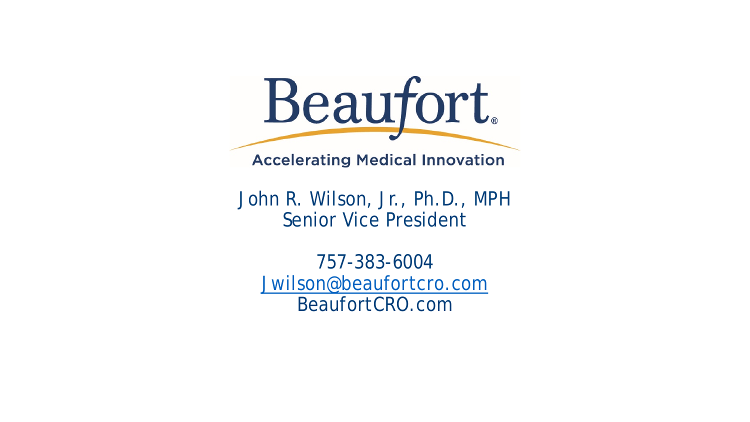Beaufort®

Accelerating Medical Innovation

John R. Wilson, Jr., Ph.D., MPH
Senior Vice President

757-383-6004
[Jwilson@beaufortcro.com](mailto:Jwilson@beaufortcro.com)
BeaufortCRO.com